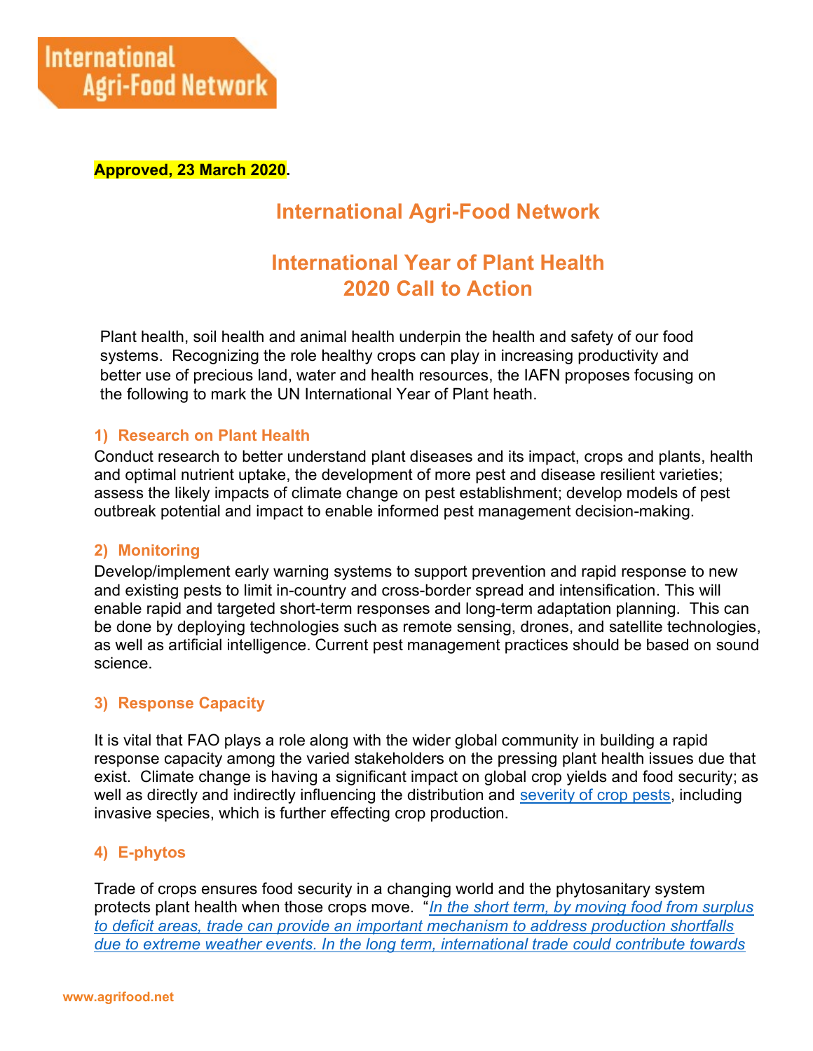**Approved, 23 March 2020.**

# International Agri-Food Network

## International Year of Plant Health 2020 Call to Action

Plant health, soil health and animal health underpin the health and safety of our food systems. Recognizing the role healthy crops can play in increasing productivity and better use of precious land, water and health resources, the IAFN proposes focusing on the following to mark the UN International Year of Plant heath.

### 1) Research on Plant Health

Conduct research to better understand plant diseases and its impact, crops and plants, health and optimal nutrient uptake, the development of more pest and disease resilient varieties; assess the likely impacts of climate change on pest establishment; develop models of pest outbreak potential and impact to enable informed pest management decision-making.

### 2) Monitoring

Develop/implement early warning systems to support prevention and rapid response to new and existing pests to limit in-country and cross-border spread and intensification. This will enable rapid and targeted short-term responses and long-term adaptation planning. This can be done by deploying technologies such as remote sensing, drones, and satellite technologies, as well as artificial intelligence. Current pest management practices should be based on sound science.

### 3) Response Capacity

It is vital that FAO plays a role along with the wider global community in building a rapid response capacity among the varied stakeholders on the pressing plant health issues due that exist. Climate change is having a significant impact on global crop yields and food security; as well as directly and indirectly influencing the distribution and severity of crop pests, including invasive species, which is further effecting crop production.

### 4) E-phytos

Trade of crops ensures food security in a changing world and the phytosanitary system protects plant health when those crops move. "*In the short term, by moving food from surplus to deficit areas, trade can provide an important mechanism to address production shortfalls due to extreme weather events. In the long term, international trade could contribute towards*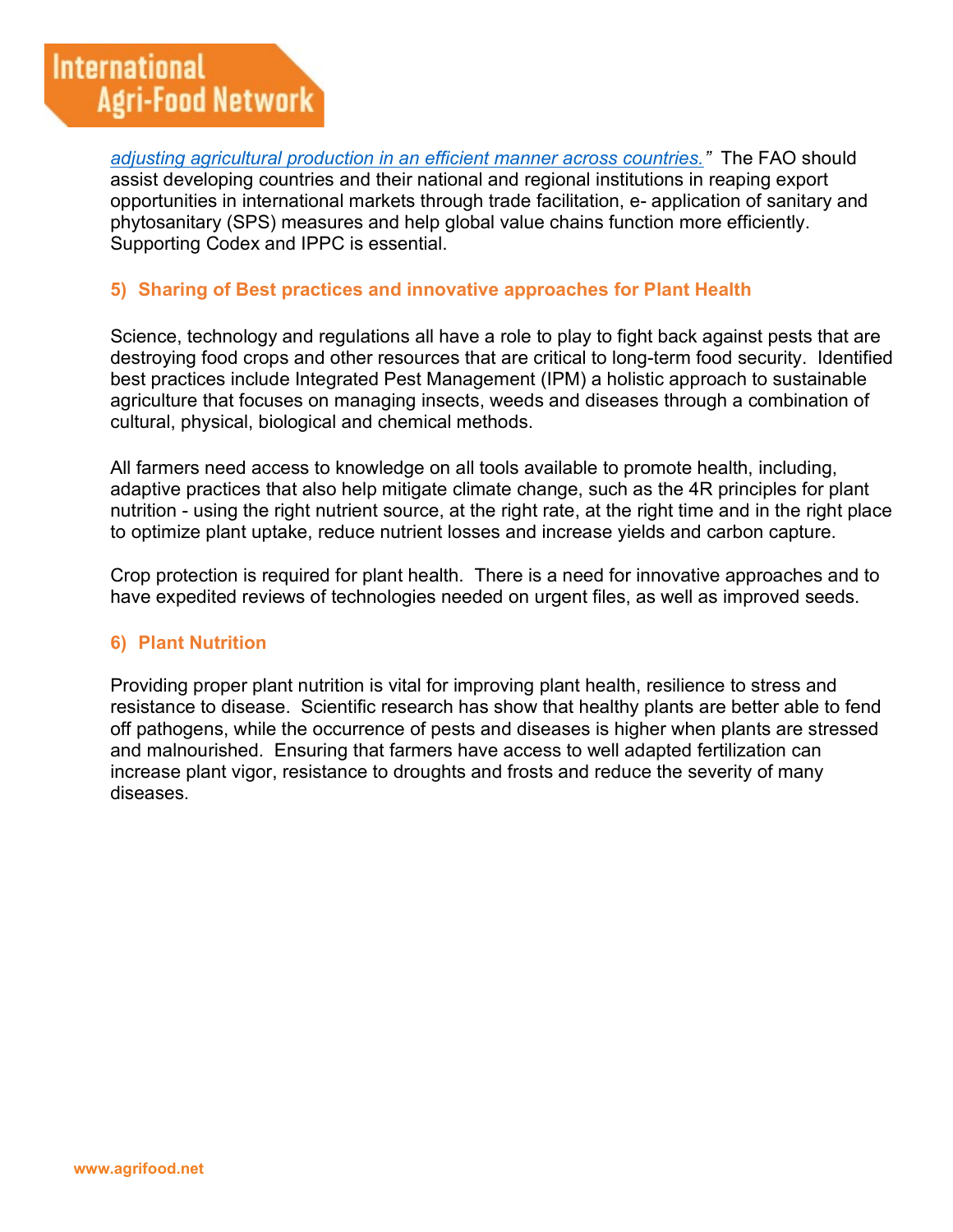[adjusting agricultural production in an efficient manner across countries.](#)" The FAO should assist developing countries and their national and regional institutions in reaping export opportunities in international markets through trade facilitation, e- application of sanitary and phytosanitary (SPS) measures and help global value chains function more efficiently. Supporting Codex and IPPC is essential.

## 5) Sharing of Best practices and innovative approaches for Plant Health

Science, technology and regulations all have a role to play to fight back against pests that are destroying food crops and other resources that are critical to long-term food security. Identified best practices include Integrated Pest Management (IPM) a holistic approach to sustainable agriculture that focuses on managing insects, weeds and diseases through a combination of cultural, physical, biological and chemical methods.

All farmers need access to knowledge on all tools available to promote health, including, adaptive practices that also help mitigate climate change, such as the 4R principles for plant nutrition - using the right nutrient source, at the right rate, at the right time and in the right place to optimize plant uptake, reduce nutrient losses and increase yields and carbon capture.

Crop protection is required for plant health. There is a need for innovative approaches and to have expedited reviews of technologies needed on urgent files, as well as improved seeds.

## 6) Plant Nutrition

Providing proper plant nutrition is vital for improving plant health, resilience to stress and resistance to disease. Scientific research has show that healthy plants are better able to fend off pathogens, while the occurrence of pests and diseases is higher when plants are stressed and malnourished. Ensuring that farmers have access to well adapted fertilization can increase plant vigor, resistance to droughts and frosts and reduce the severity of many diseases.